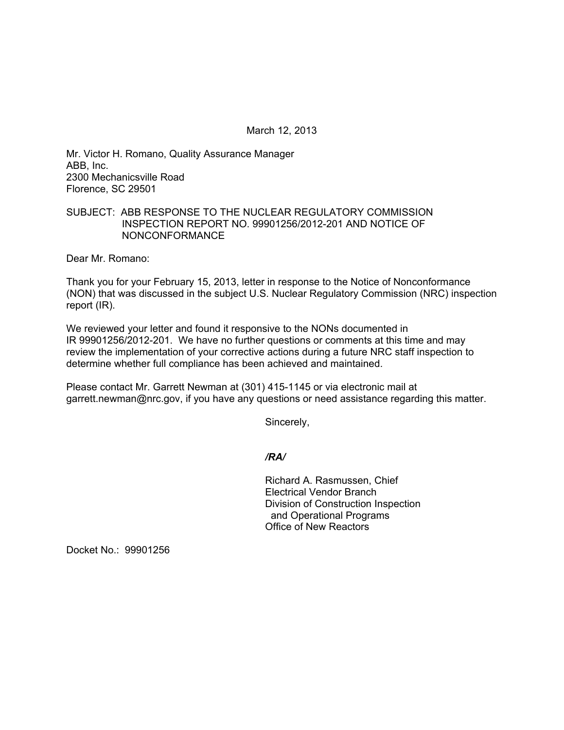March 12, 2013

Mr. Victor H. Romano, Quality Assurance Manager
ABB, Inc.
2300 Mechanicsville Road
Florence, SC 29501

SUBJECT: ABB RESPONSE TO THE NUCLEAR REGULATORY COMMISSION INSPECTION REPORT NO. 99901256/2012-201 AND NOTICE OF NONCONFORMANCE

Dear Mr. Romano:

Thank you for your February 15, 2013, letter in response to the Notice of Nonconformance (NON) that was discussed in the subject U.S. Nuclear Regulatory Commission (NRC) inspection report (IR).

We reviewed your letter and found it responsive to the NONs documented in IR 99901256/2012-201. We have no further questions or comments at this time and may review the implementation of your corrective actions during a future NRC staff inspection to determine whether full compliance has been achieved and maintained.

Please contact Mr. Garrett Newman at (301) 415-1145 or via electronic mail at garrett.newman@nrc.gov, if you have any questions or need assistance regarding this matter.

Sincerely,

*/RA/*

Richard A. Rasmussen, Chief
Electrical Vendor Branch
Division of Construction Inspection
and Operational Programs
Office of New Reactors

Docket No.: 99901256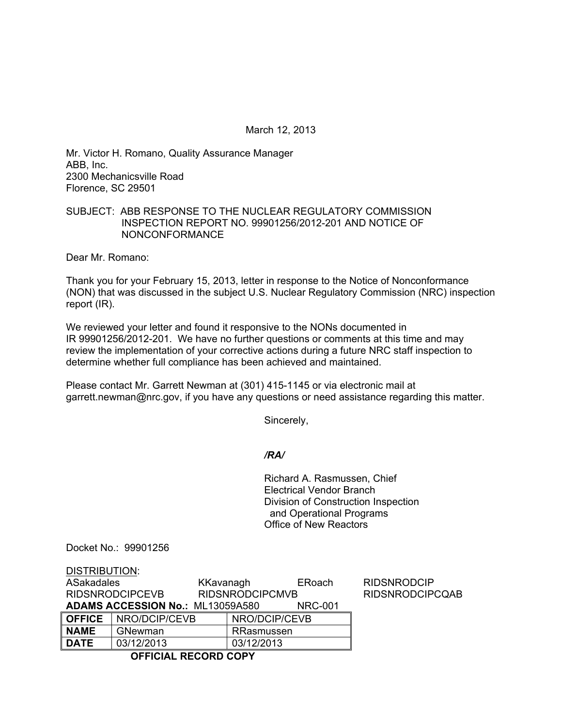March 12, 2013

Mr. Victor H. Romano, Quality Assurance Manager
ABB, Inc.
2300 Mechanicsville Road
Florence, SC 29501

SUBJECT: ABB RESPONSE TO THE NUCLEAR REGULATORY COMMISSION INSPECTION REPORT NO. 99901256/2012-201 AND NOTICE OF NONCONFORMANCE

Dear Mr. Romano:

Thank you for your February 15, 2013, letter in response to the Notice of Nonconformance (NON) that was discussed in the subject U.S. Nuclear Regulatory Commission (NRC) inspection report (IR).

We reviewed your letter and found it responsive to the NONs documented in IR 99901256/2012-201. We have no further questions or comments at this time and may review the implementation of your corrective actions during a future NRC staff inspection to determine whether full compliance has been achieved and maintained.

Please contact Mr. Garrett Newman at (301) 415-1145 or via electronic mail at garrett.newman@nrc.gov, if you have any questions or need assistance regarding this matter.

Sincerely,

*/RA/*

Richard A. Rasmussen, Chief
Electrical Vendor Branch
Division of Construction Inspection
and Operational Programs
Office of New Reactors

Docket No.: 99901256

DISTRIBUTION:
ASakadales KKavanagh ERoach RIDSNRODCIP
RIDSNRODCIPCEVB RIDSNRODCIPCMVB RIDSNRODCIPCQAB

**ADAMS ACCESSION No.:** ML13059A580 NRC-001

| | | |
|---|---|---|
| **OFFICE** | NRO/DCIP/CEVB | NRO/DCIP/CEVB |
| **NAME** | GNewman | RRasmussen |
| **DATE** | 03/12/2013 | 03/12/2013 |

**OFFICIAL RECORD COPY**